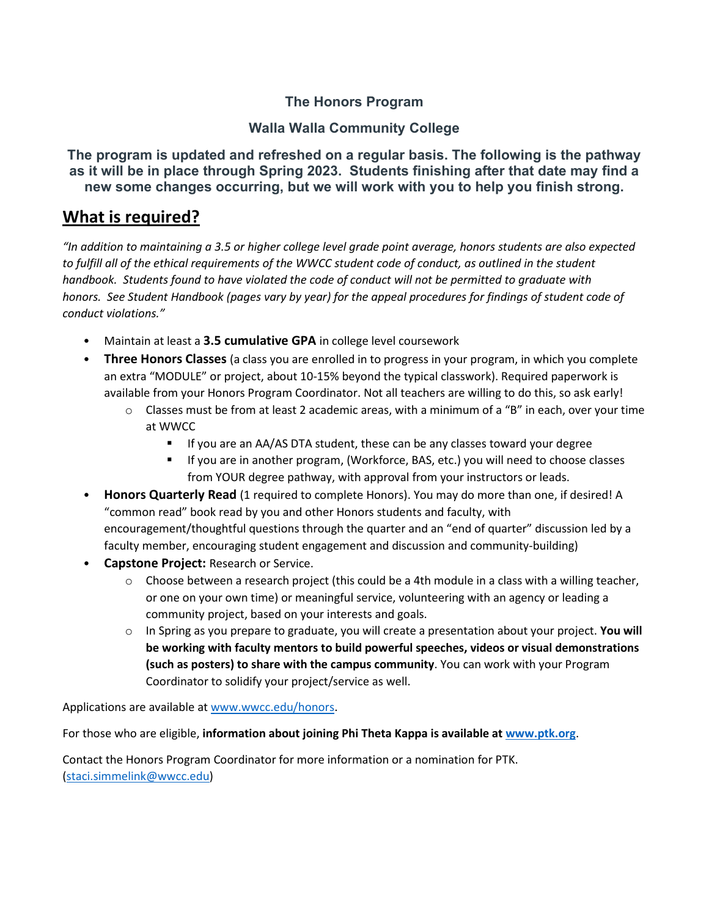# The Honors Program

## Walla Walla Community College

**The program is updated and refreshed on a regular basis. The following is the pathway as it will be in place through Spring 2023. Students finishing after that date may find a new some changes occurring, but we will work with you to help you finish strong.**

## What is required?

*"In addition to maintaining a 3.5 or higher college level grade point average, honors students are also expected to fulfill all of the ethical requirements of the WWCC student code of conduct, as outlined in the student handbook. Students found to have violated the code of conduct will not be permitted to graduate with honors. See Student Handbook (pages vary by year) for the appeal procedures for findings of student code of conduct violations."*

- Maintain at least a **3.5 cumulative GPA** in college level coursework
- **Three Honors Classes** (a class you are enrolled in to progress in your program, in which you complete an extra "MODULE" or project, about 10-15% beyond the typical classwork). Required paperwork is available from your Honors Program Coordinator. Not all teachers are willing to do this, so ask early!
    - Classes must be from at least 2 academic areas, with a minimum of a "B" in each, over your time at WWCC
        - If you are an AA/AS DTA student, these can be any classes toward your degree
        - If you are in another program, (Workforce, BAS, etc.) you will need to choose classes from YOUR degree pathway, with approval from your instructors or leads.
- **Honors Quarterly Read** (1 required to complete Honors). You may do more than one, if desired! A "common read" book read by you and other Honors students and faculty, with encouragement/thoughtful questions through the quarter and an "end of quarter" discussion led by a faculty member, encouraging student engagement and discussion and community-building)
- **Capstone Project:** Research or Service.
    - Choose between a research project (this could be a 4th module in a class with a willing teacher, or one on your own time) or meaningful service, volunteering with an agency or leading a community project, based on your interests and goals.
    - In Spring as you prepare to graduate, you will create a presentation about your project. **You will be working with faculty mentors to build powerful speeches, videos or visual demonstrations (such as posters) to share with the campus community**. You can work with your Program Coordinator to solidify your project/service as well.

Applications are available at www.wwcc.edu/honors.

For those who are eligible, **information about joining Phi Theta Kappa is available at www.ptk.org**.

Contact the Honors Program Coordinator for more information or a nomination for PTK. (staci.simmelink@wwcc.edu)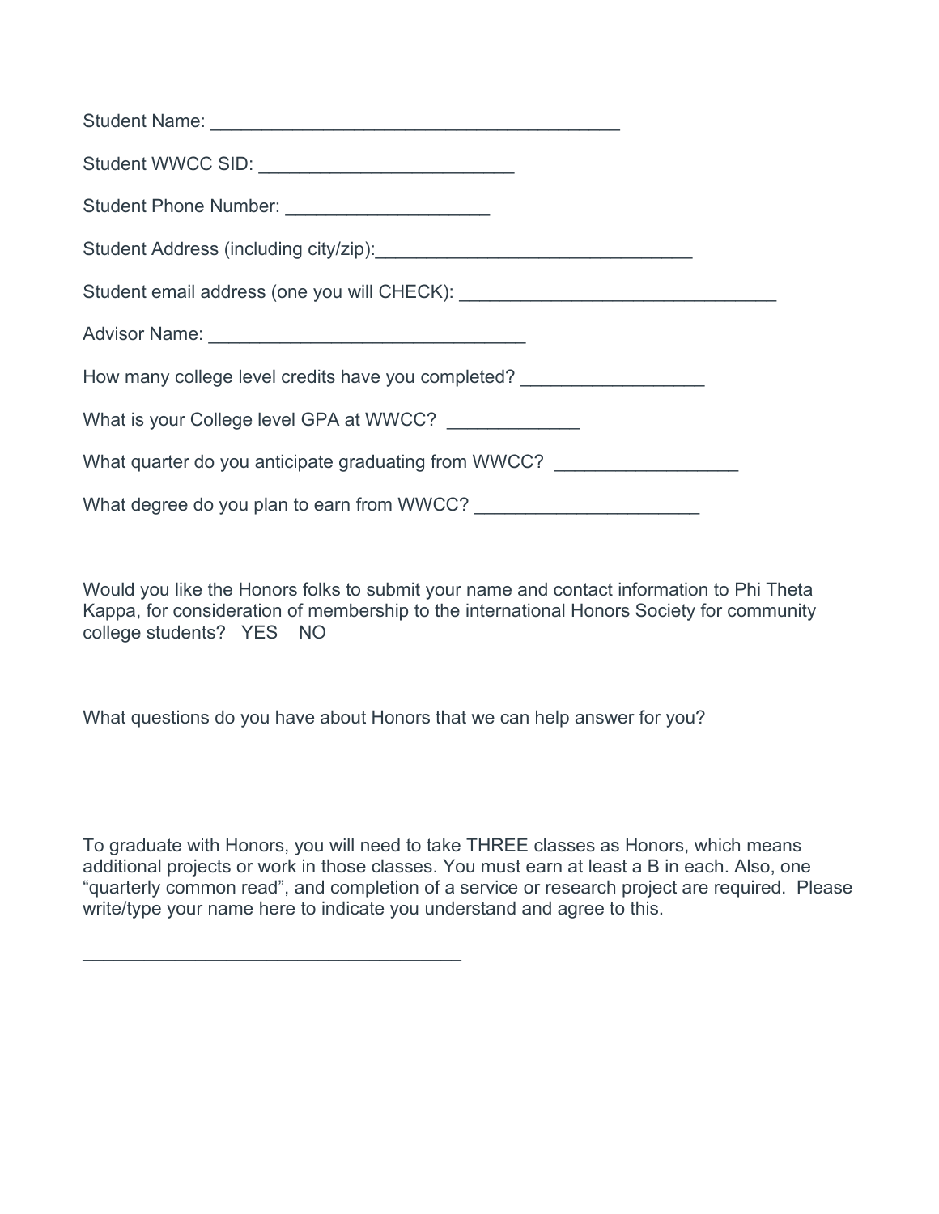Student Name: ________________________________________

Student WWCC SID: ________________________

Student Phone Number: ___________________

Student Address (including city/zip):______________________________

Student email address (one you will CHECK): ______________________________

Advisor Name: ______________________________

How many college level credits have you completed? _________________

What is your College level GPA at WWCC? ____________

What quarter do you anticipate graduating from WWCC? _________________

What degree do you plan to earn from WWCC? _____________________

Would you like the Honors folks to submit your name and contact information to Phi Theta Kappa, for consideration of membership to the international Honors Society for community college students? YES NO

What questions do you have about Honors that we can help answer for you?

To graduate with Honors, you will need to take THREE classes as Honors, which means additional projects or work in those classes. You must earn at least a B in each. Also, one "quarterly common read", and completion of a service or research project are required. Please write/type your name here to indicate you understand and agree to this.

____________________________________